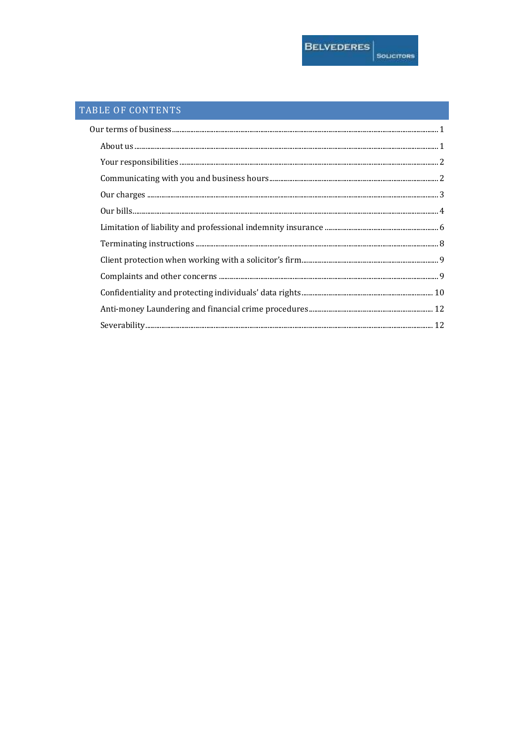BELVEDERES SOLICITORS

## TABLE OF CONTENTS

Our terms of business ........ 1

- About us ........ 1
- Your responsibilities ........ 2
- Communicating with you and business hours ........ 2
- Our charges ........ 3
- Our bills ........ 4
- Limitation of liability and professional indemnity insurance ........ 6
- Terminating instructions ........ 8
- Client protection when working with a solicitor's firm ........ 9
- Complaints and other concerns ........ 9
- Confidentiality and protecting individuals' data rights ........ 10
- Anti-money Laundering and financial crime procedures ........ 12
- Severability ........ 12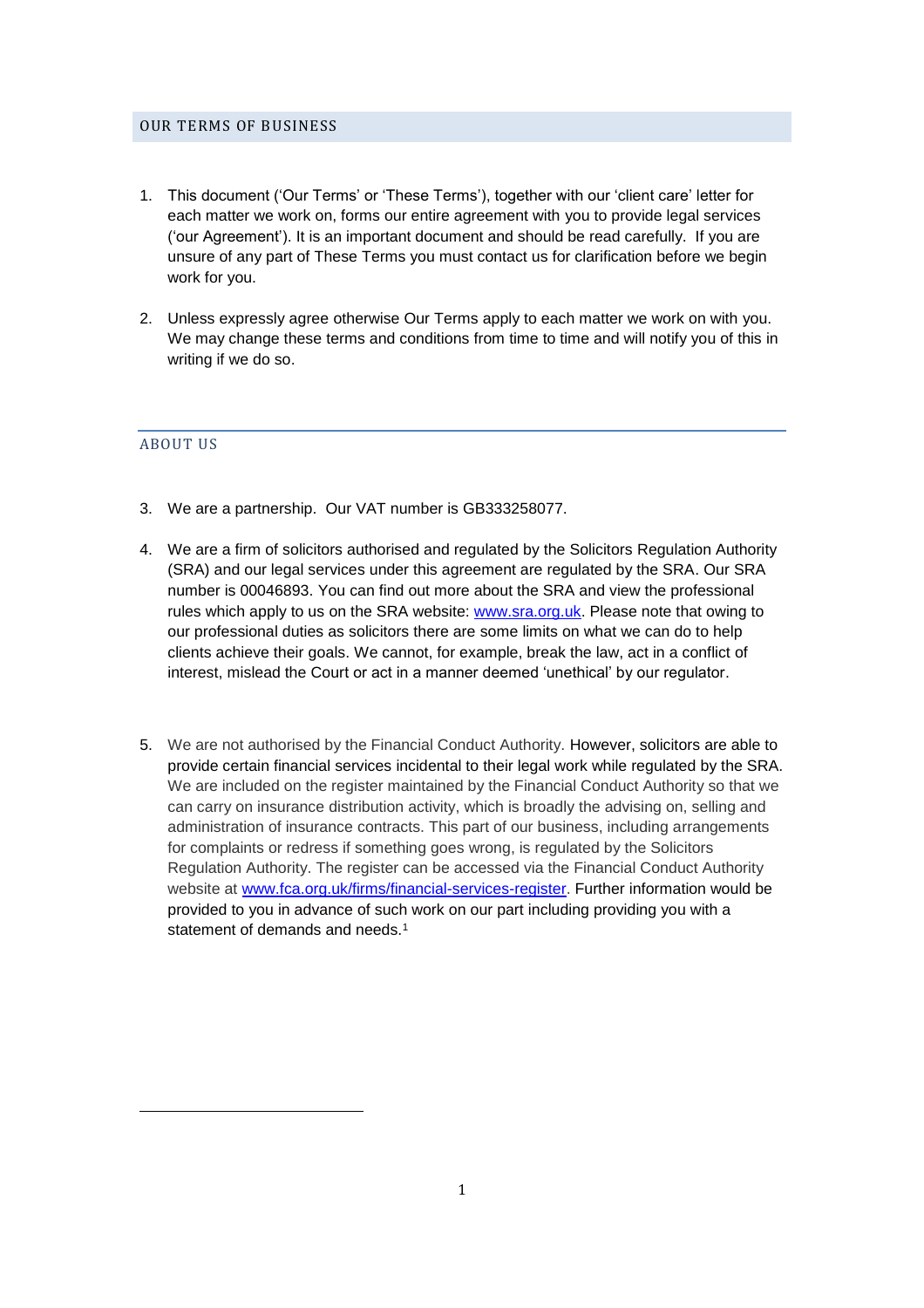## OUR TERMS OF BUSINESS

1. This document ('Our Terms' or 'These Terms'), together with our 'client care' letter for each matter we work on, forms our entire agreement with you to provide legal services ('our Agreement'). It is an important document and should be read carefully. If you are unsure of any part of These Terms you must contact us for clarification before we begin work for you.

2. Unless expressly agree otherwise Our Terms apply to each matter we work on with you. We may change these terms and conditions from time to time and will notify you of this in writing if we do so.

## ABOUT US

3. We are a partnership. Our VAT number is GB333258077.

4. We are a firm of solicitors authorised and regulated by the Solicitors Regulation Authority (SRA) and our legal services under this agreement are regulated by the SRA. Our SRA number is 00046893. You can find out more about the SRA and view the professional rules which apply to us on the SRA website: www.sra.org.uk. Please note that owing to our professional duties as solicitors there are some limits on what we can do to help clients achieve their goals. We cannot, for example, break the law, act in a conflict of interest, mislead the Court or act in a manner deemed 'unethical' by our regulator.

5. We are not authorised by the Financial Conduct Authority. However, solicitors are able to provide certain financial services incidental to their legal work while regulated by the SRA. We are included on the register maintained by the Financial Conduct Authority so that we can carry on insurance distribution activity, which is broadly the advising on, selling and administration of insurance contracts. This part of our business, including arrangements for complaints or redress if something goes wrong, is regulated by the Solicitors Regulation Authority. The register can be accessed via the Financial Conduct Authority website at www.fca.org.uk/firms/financial-services-register. Further information would be provided to you in advance of such work on our part including providing you with a statement of demands and needs.[1]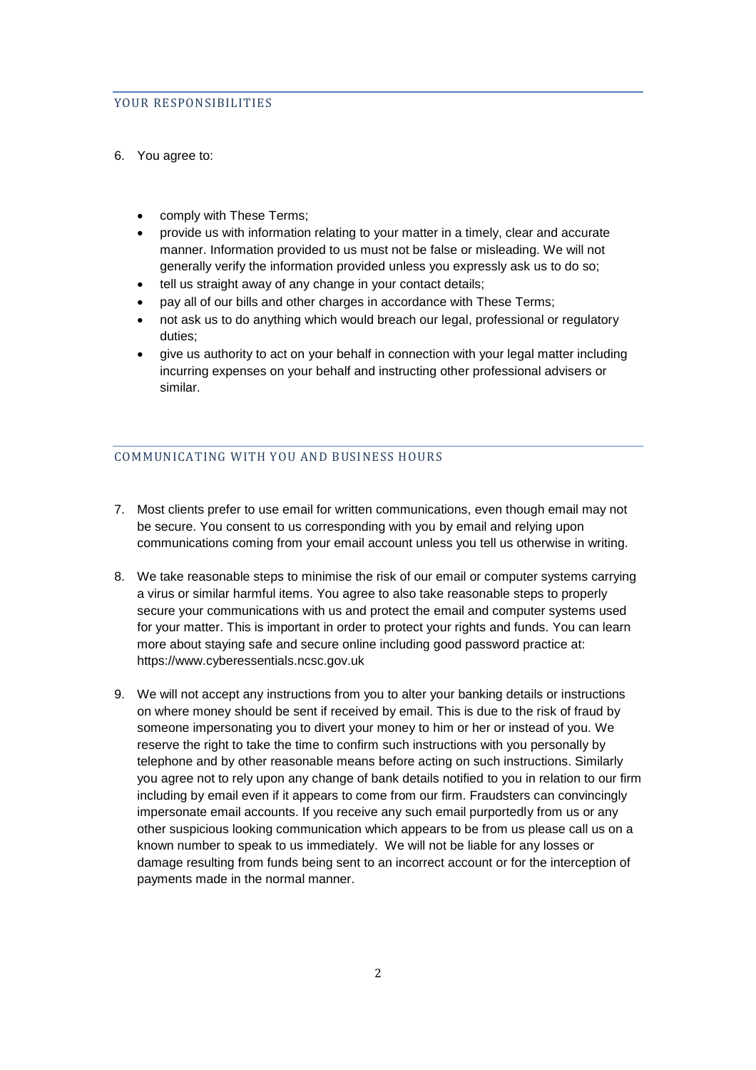## YOUR RESPONSIBILITIES

6. You agree to:

   - comply with These Terms;
   - provide us with information relating to your matter in a timely, clear and accurate manner. Information provided to us must not be false or misleading. We will not generally verify the information provided unless you expressly ask us to do so;
   - tell us straight away of any change in your contact details;
   - pay all of our bills and other charges in accordance with These Terms;
   - not ask us to do anything which would breach our legal, professional or regulatory duties;
   - give us authority to act on your behalf in connection with your legal matter including incurring expenses on your behalf and instructing other professional advisers or similar.

## COMMUNICATING WITH YOU AND BUSINESS HOURS

7. Most clients prefer to use email for written communications, even though email may not be secure. You consent to us corresponding with you by email and relying upon communications coming from your email account unless you tell us otherwise in writing.

8. We take reasonable steps to minimise the risk of our email or computer systems carrying a virus or similar harmful items. You agree to also take reasonable steps to properly secure your communications with us and protect the email and computer systems used for your matter. This is important in order to protect your rights and funds. You can learn more about staying safe and secure online including good password practice at: https://www.cyberessentials.ncsc.gov.uk

9. We will not accept any instructions from you to alter your banking details or instructions on where money should be sent if received by email. This is due to the risk of fraud by someone impersonating you to divert your money to him or her or instead of you. We reserve the right to take the time to confirm such instructions with you personally by telephone and by other reasonable means before acting on such instructions. Similarly you agree not to rely upon any change of bank details notified to you in relation to our firm including by email even if it appears to come from our firm. Fraudsters can convincingly impersonate email accounts. If you receive any such email purportedly from us or any other suspicious looking communication which appears to be from us please call us on a known number to speak to us immediately. We will not be liable for any losses or damage resulting from funds being sent to an incorrect account or for the interception of payments made in the normal manner.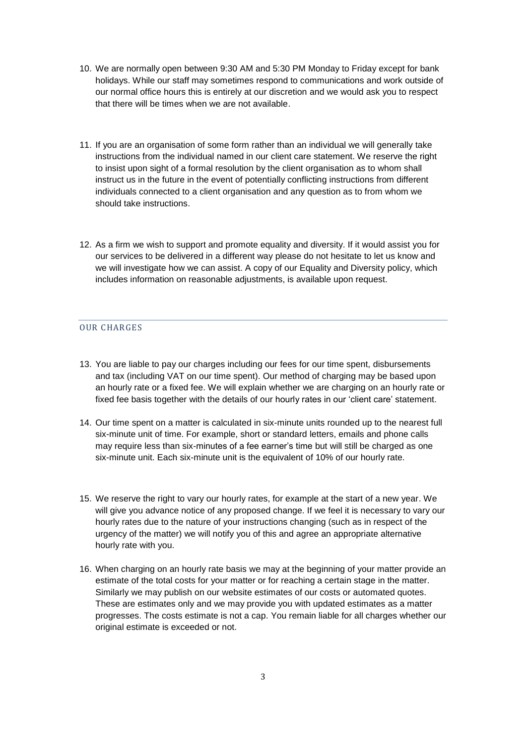10. We are normally open between 9:30 AM and 5:30 PM Monday to Friday except for bank holidays. While our staff may sometimes respond to communications and work outside of our normal office hours this is entirely at our discretion and we would ask you to respect that there will be times when we are not available.

11. If you are an organisation of some form rather than an individual we will generally take instructions from the individual named in our client care statement. We reserve the right to insist upon sight of a formal resolution by the client organisation as to whom shall instruct us in the future in the event of potentially conflicting instructions from different individuals connected to a client organisation and any question as to from whom we should take instructions.

12. As a firm we wish to support and promote equality and diversity. If it would assist you for our services to be delivered in a different way please do not hesitate to let us know and we will investigate how we can assist. A copy of our Equality and Diversity policy, which includes information on reasonable adjustments, is available upon request.

## OUR CHARGES

13. You are liable to pay our charges including our fees for our time spent, disbursements and tax (including VAT on our time spent). Our method of charging may be based upon an hourly rate or a fixed fee. We will explain whether we are charging on an hourly rate or fixed fee basis together with the details of our hourly rates in our 'client care' statement.

14. Our time spent on a matter is calculated in six-minute units rounded up to the nearest full six-minute unit of time. For example, short or standard letters, emails and phone calls may require less than six-minutes of a fee earner's time but will still be charged as one six-minute unit. Each six-minute unit is the equivalent of 10% of our hourly rate.

15. We reserve the right to vary our hourly rates, for example at the start of a new year. We will give you advance notice of any proposed change. If we feel it is necessary to vary our hourly rates due to the nature of your instructions changing (such as in respect of the urgency of the matter) we will notify you of this and agree an appropriate alternative hourly rate with you.

16. When charging on an hourly rate basis we may at the beginning of your matter provide an estimate of the total costs for your matter or for reaching a certain stage in the matter. Similarly we may publish on our website estimates of our costs or automated quotes. These are estimates only and we may provide you with updated estimates as a matter progresses. The costs estimate is not a cap. You remain liable for all charges whether our original estimate is exceeded or not.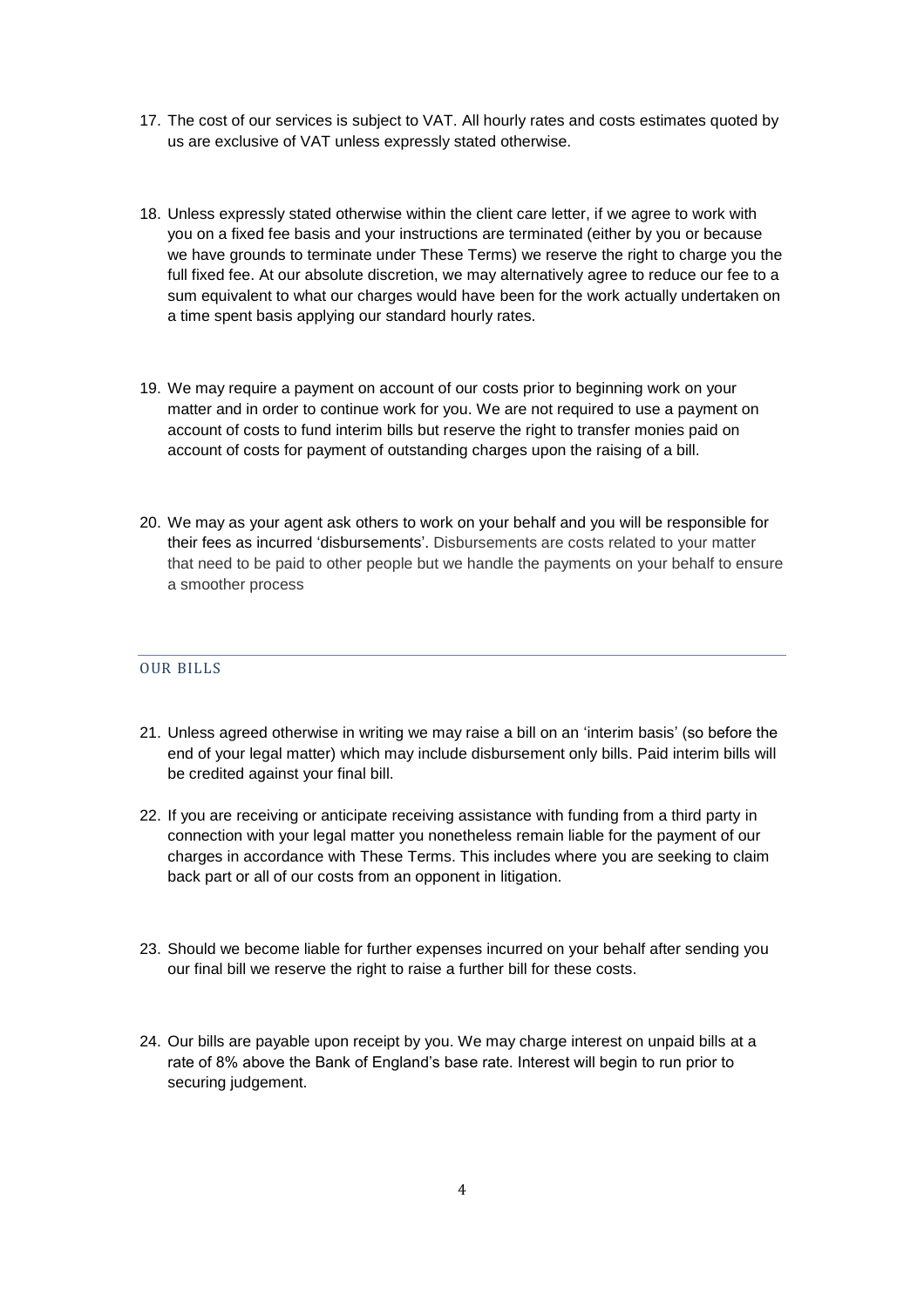17. The cost of our services is subject to VAT. All hourly rates and costs estimates quoted by us are exclusive of VAT unless expressly stated otherwise.

18. Unless expressly stated otherwise within the client care letter, if we agree to work with you on a fixed fee basis and your instructions are terminated (either by you or because we have grounds to terminate under These Terms) we reserve the right to charge you the full fixed fee. At our absolute discretion, we may alternatively agree to reduce our fee to a sum equivalent to what our charges would have been for the work actually undertaken on a time spent basis applying our standard hourly rates.

19. We may require a payment on account of our costs prior to beginning work on your matter and in order to continue work for you. We are not required to use a payment on account of costs to fund interim bills but reserve the right to transfer monies paid on account of costs for payment of outstanding charges upon the raising of a bill.

20. We may as your agent ask others to work on your behalf and you will be responsible for their fees as incurred 'disbursements'. Disbursements are costs related to your matter that need to be paid to other people but we handle the payments on your behalf to ensure a smoother process

## OUR BILLS

21. Unless agreed otherwise in writing we may raise a bill on an 'interim basis' (so before the end of your legal matter) which may include disbursement only bills. Paid interim bills will be credited against your final bill.

22. If you are receiving or anticipate receiving assistance with funding from a third party in connection with your legal matter you nonetheless remain liable for the payment of our charges in accordance with These Terms. This includes where you are seeking to claim back part or all of our costs from an opponent in litigation.

23. Should we become liable for further expenses incurred on your behalf after sending you our final bill we reserve the right to raise a further bill for these costs.

24. Our bills are payable upon receipt by you. We may charge interest on unpaid bills at a rate of 8% above the Bank of England's base rate. Interest will begin to run prior to securing judgement.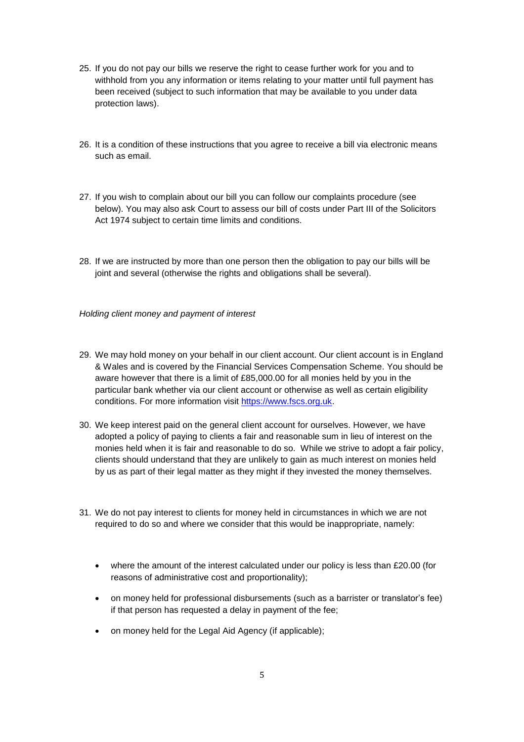25. If you do not pay our bills we reserve the right to cease further work for you and to withhold from you any information or items relating to your matter until full payment has been received (subject to such information that may be available to you under data protection laws).

26. It is a condition of these instructions that you agree to receive a bill via electronic means such as email.

27. If you wish to complain about our bill you can follow our complaints procedure (see below). You may also ask Court to assess our bill of costs under Part III of the Solicitors Act 1974 subject to certain time limits and conditions.

28. If we are instructed by more than one person then the obligation to pay our bills will be joint and several (otherwise the rights and obligations shall be several).

*Holding client money and payment of interest*

29. We may hold money on your behalf in our client account. Our client account is in England & Wales and is covered by the Financial Services Compensation Scheme. You should be aware however that there is a limit of £85,000.00 for all monies held by you in the particular bank whether via our client account or otherwise as well as certain eligibility conditions. For more information visit https://www.fscs.org.uk.

30. We keep interest paid on the general client account for ourselves. However, we have adopted a policy of paying to clients a fair and reasonable sum in lieu of interest on the monies held when it is fair and reasonable to do so. While we strive to adopt a fair policy, clients should understand that they are unlikely to gain as much interest on monies held by us as part of their legal matter as they might if they invested the money themselves.

31. We do not pay interest to clients for money held in circumstances in which we are not required to do so and where we consider that this would be inappropriate, namely:

    - where the amount of the interest calculated under our policy is less than £20.00 (for reasons of administrative cost and proportionality);
    - on money held for professional disbursements (such as a barrister or translator's fee) if that person has requested a delay in payment of the fee;
    - on money held for the Legal Aid Agency (if applicable);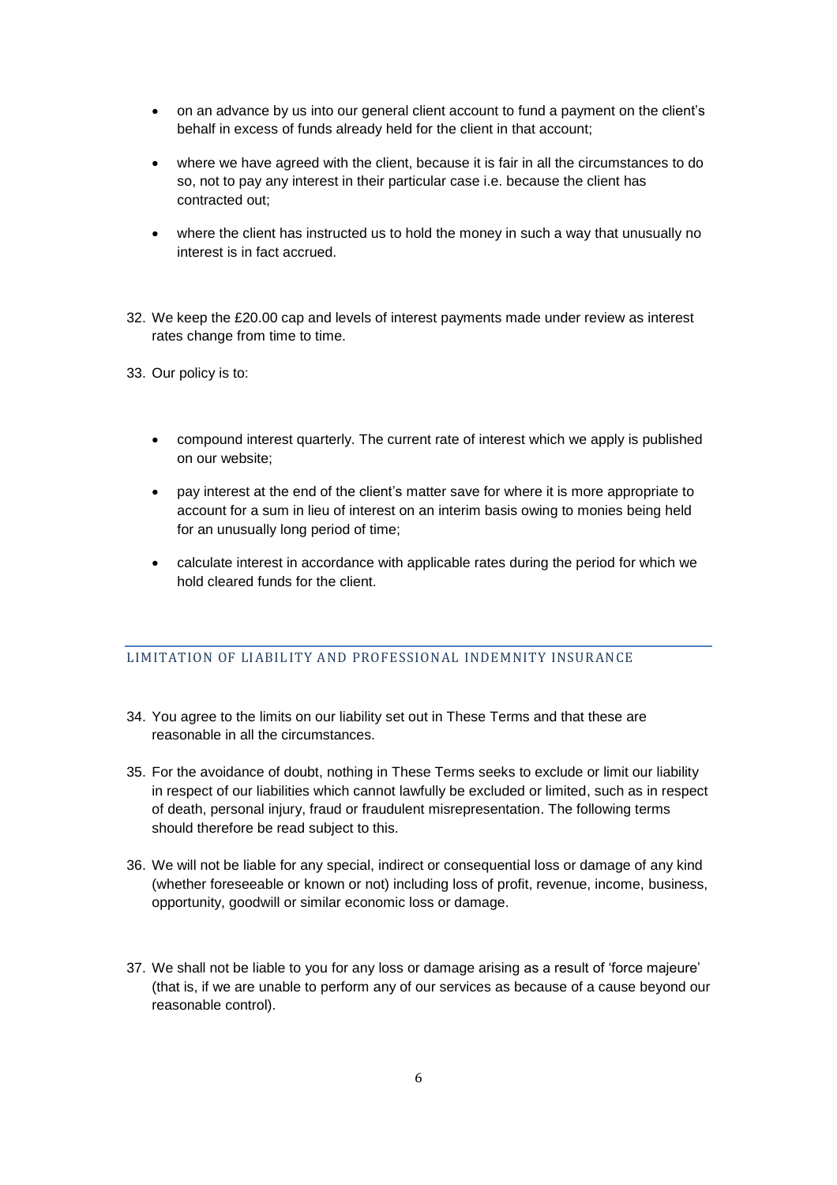- on an advance by us into our general client account to fund a payment on the client's behalf in excess of funds already held for the client in that account;
- where we have agreed with the client, because it is fair in all the circumstances to do so, not to pay any interest in their particular case i.e. because the client has contracted out;
- where the client has instructed us to hold the money in such a way that unusually no interest is in fact accrued.

32. We keep the £20.00 cap and levels of interest payments made under review as interest rates change from time to time.

33. Our policy is to:

    - compound interest quarterly. The current rate of interest which we apply is published on our website;
    - pay interest at the end of the client's matter save for where it is more appropriate to account for a sum in lieu of interest on an interim basis owing to monies being held for an unusually long period of time;
    - calculate interest in accordance with applicable rates during the period for which we hold cleared funds for the client.

## LIMITATION OF LIABILITY AND PROFESSIONAL INDEMNITY INSURANCE

34. You agree to the limits on our liability set out in These Terms and that these are reasonable in all the circumstances.

35. For the avoidance of doubt, nothing in These Terms seeks to exclude or limit our liability in respect of our liabilities which cannot lawfully be excluded or limited, such as in respect of death, personal injury, fraud or fraudulent misrepresentation. The following terms should therefore be read subject to this.

36. We will not be liable for any special, indirect or consequential loss or damage of any kind (whether foreseeable or known or not) including loss of profit, revenue, income, business, opportunity, goodwill or similar economic loss or damage.

37. We shall not be liable to you for any loss or damage arising as a result of 'force majeure' (that is, if we are unable to perform any of our services as because of a cause beyond our reasonable control).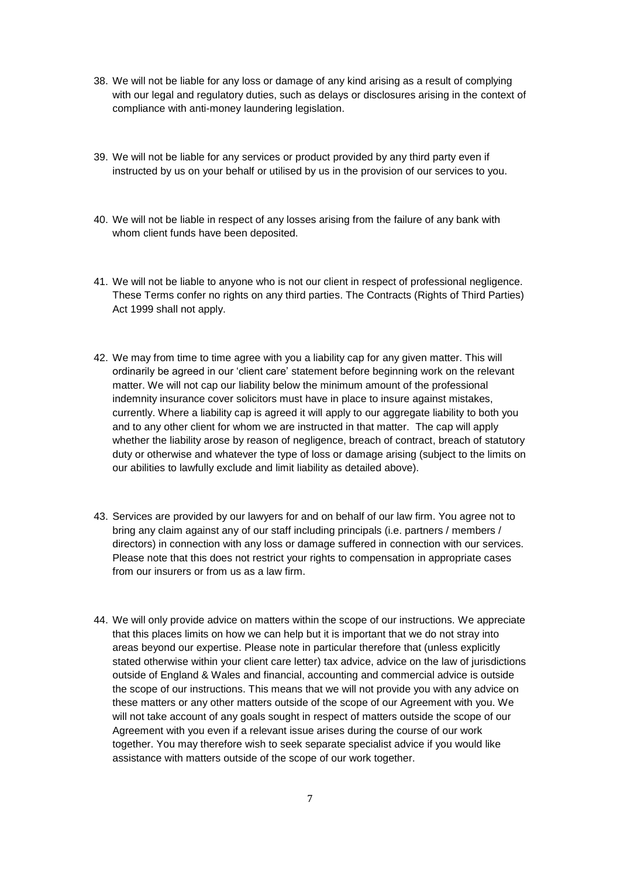38. We will not be liable for any loss or damage of any kind arising as a result of complying with our legal and regulatory duties, such as delays or disclosures arising in the context of compliance with anti-money laundering legislation.

39. We will not be liable for any services or product provided by any third party even if instructed by us on your behalf or utilised by us in the provision of our services to you.

40. We will not be liable in respect of any losses arising from the failure of any bank with whom client funds have been deposited.

41. We will not be liable to anyone who is not our client in respect of professional negligence. These Terms confer no rights on any third parties. The Contracts (Rights of Third Parties) Act 1999 shall not apply.

42. We may from time to time agree with you a liability cap for any given matter. This will ordinarily be agreed in our 'client care' statement before beginning work on the relevant matter. We will not cap our liability below the minimum amount of the professional indemnity insurance cover solicitors must have in place to insure against mistakes, currently. Where a liability cap is agreed it will apply to our aggregate liability to both you and to any other client for whom we are instructed in that matter. The cap will apply whether the liability arose by reason of negligence, breach of contract, breach of statutory duty or otherwise and whatever the type of loss or damage arising (subject to the limits on our abilities to lawfully exclude and limit liability as detailed above).

43. Services are provided by our lawyers for and on behalf of our law firm. You agree not to bring any claim against any of our staff including principals (i.e. partners / members / directors) in connection with any loss or damage suffered in connection with our services. Please note that this does not restrict your rights to compensation in appropriate cases from our insurers or from us as a law firm.

44. We will only provide advice on matters within the scope of our instructions. We appreciate that this places limits on how we can help but it is important that we do not stray into areas beyond our expertise. Please note in particular therefore that (unless explicitly stated otherwise within your client care letter) tax advice, advice on the law of jurisdictions outside of England & Wales and financial, accounting and commercial advice is outside the scope of our instructions. This means that we will not provide you with any advice on these matters or any other matters outside of the scope of our Agreement with you. We will not take account of any goals sought in respect of matters outside the scope of our Agreement with you even if a relevant issue arises during the course of our work together. You may therefore wish to seek separate specialist advice if you would like assistance with matters outside of the scope of our work together.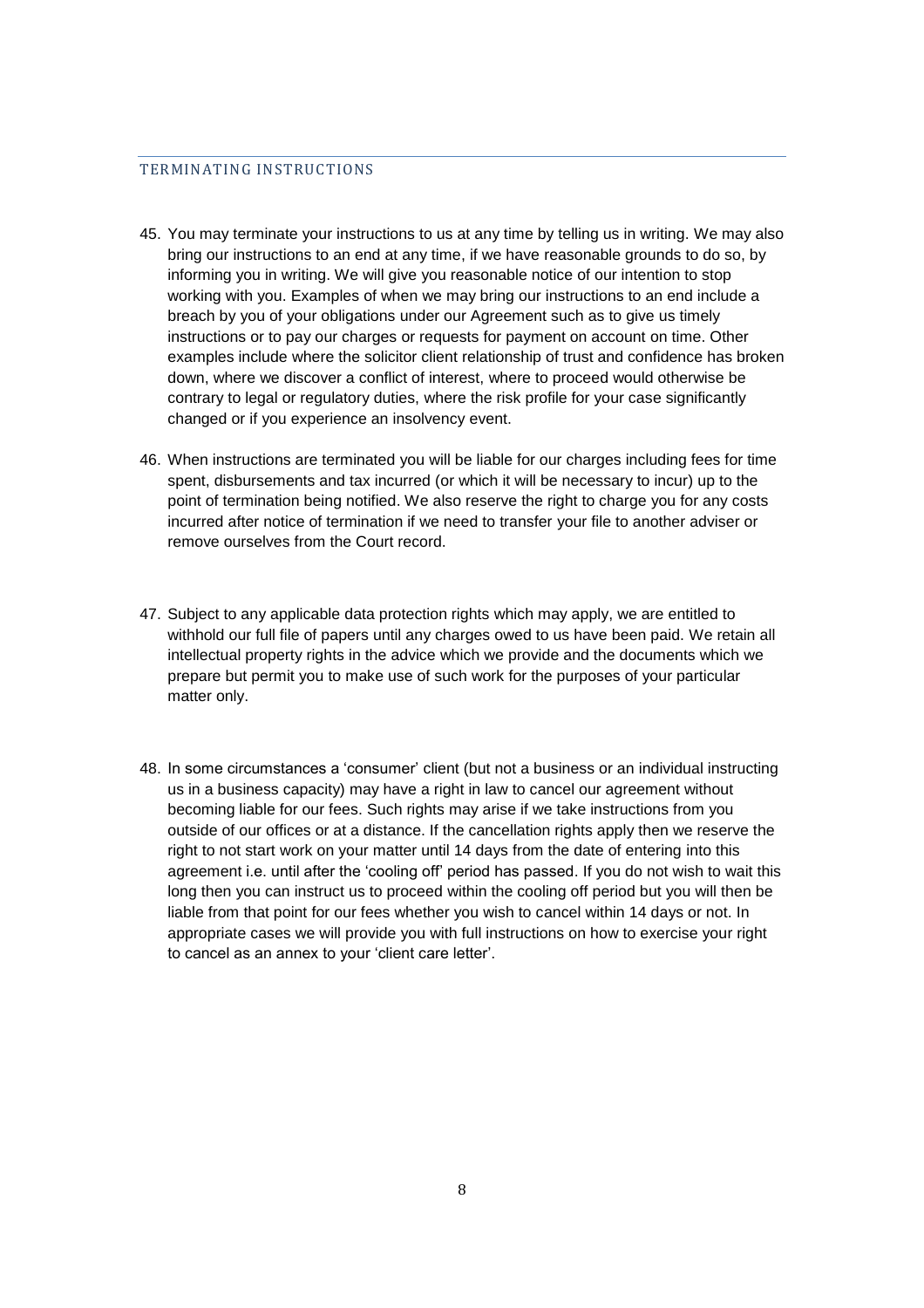## TERMINATING INSTRUCTIONS

45. You may terminate your instructions to us at any time by telling us in writing. We may also bring our instructions to an end at any time, if we have reasonable grounds to do so, by informing you in writing. We will give you reasonable notice of our intention to stop working with you. Examples of when we may bring our instructions to an end include a breach by you of your obligations under our Agreement such as to give us timely instructions or to pay our charges or requests for payment on account on time. Other examples include where the solicitor client relationship of trust and confidence has broken down, where we discover a conflict of interest, where to proceed would otherwise be contrary to legal or regulatory duties, where the risk profile for your case significantly changed or if you experience an insolvency event.

46. When instructions are terminated you will be liable for our charges including fees for time spent, disbursements and tax incurred (or which it will be necessary to incur) up to the point of termination being notified. We also reserve the right to charge you for any costs incurred after notice of termination if we need to transfer your file to another adviser or remove ourselves from the Court record.

47. Subject to any applicable data protection rights which may apply, we are entitled to withhold our full file of papers until any charges owed to us have been paid. We retain all intellectual property rights in the advice which we provide and the documents which we prepare but permit you to make use of such work for the purposes of your particular matter only.

48. In some circumstances a 'consumer' client (but not a business or an individual instructing us in a business capacity) may have a right in law to cancel our agreement without becoming liable for our fees. Such rights may arise if we take instructions from you outside of our offices or at a distance. If the cancellation rights apply then we reserve the right to not start work on your matter until 14 days from the date of entering into this agreement i.e. until after the 'cooling off' period has passed. If you do not wish to wait this long then you can instruct us to proceed within the cooling off period but you will then be liable from that point for our fees whether you wish to cancel within 14 days or not. In appropriate cases we will provide you with full instructions on how to exercise your right to cancel as an annex to your 'client care letter'.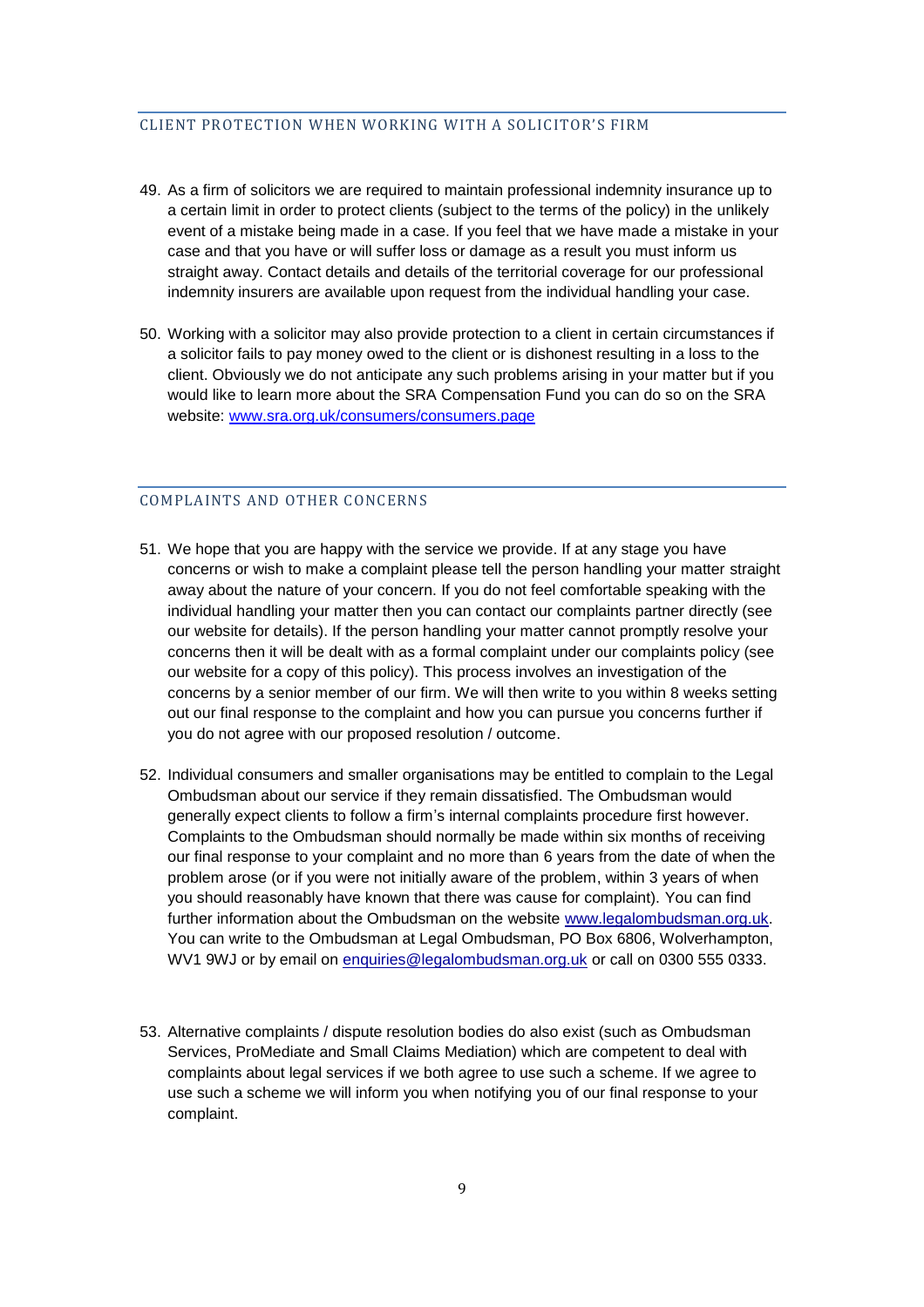## CLIENT PROTECTION WHEN WORKING WITH A SOLICITOR'S FIRM

49. As a firm of solicitors we are required to maintain professional indemnity insurance up to a certain limit in order to protect clients (subject to the terms of the policy) in the unlikely event of a mistake being made in a case. If you feel that we have made a mistake in your case and that you have or will suffer loss or damage as a result you must inform us straight away. Contact details and details of the territorial coverage for our professional indemnity insurers are available upon request from the individual handling your case.

50. Working with a solicitor may also provide protection to a client in certain circumstances if a solicitor fails to pay money owed to the client or is dishonest resulting in a loss to the client. Obviously we do not anticipate any such problems arising in your matter but if you would like to learn more about the SRA Compensation Fund you can do so on the SRA website: [www.sra.org.uk/consumers/consumers.page](www.sra.org.uk/consumers/consumers.page)

## COMPLAINTS AND OTHER CONCERNS

51. We hope that you are happy with the service we provide. If at any stage you have concerns or wish to make a complaint please tell the person handling your matter straight away about the nature of your concern. If you do not feel comfortable speaking with the individual handling your matter then you can contact our complaints partner directly (see our website for details). If the person handling your matter cannot promptly resolve your concerns then it will be dealt with as a formal complaint under our complaints policy (see our website for a copy of this policy). This process involves an investigation of the concerns by a senior member of our firm. We will then write to you within 8 weeks setting out our final response to the complaint and how you can pursue you concerns further if you do not agree with our proposed resolution / outcome.

52. Individual consumers and smaller organisations may be entitled to complain to the Legal Ombudsman about our service if they remain dissatisfied. The Ombudsman would generally expect clients to follow a firm's internal complaints procedure first however. Complaints to the Ombudsman should normally be made within six months of receiving our final response to your complaint and no more than 6 years from the date of when the problem arose (or if you were not initially aware of the problem, within 3 years of when you should reasonably have known that there was cause for complaint). You can find further information about the Ombudsman on the website [www.legalombudsman.org.uk](www.legalombudsman.org.uk). You can write to the Ombudsman at Legal Ombudsman, PO Box 6806, Wolverhampton, WV1 9WJ or by email on [enquiries@legalombudsman.org.uk](mailto:enquiries@legalombudsman.org.uk) or call on 0300 555 0333.

53. Alternative complaints / dispute resolution bodies do also exist (such as Ombudsman Services, ProMediate and Small Claims Mediation) which are competent to deal with complaints about legal services if we both agree to use such a scheme. If we agree to use such a scheme we will inform you when notifying you of our final response to your complaint.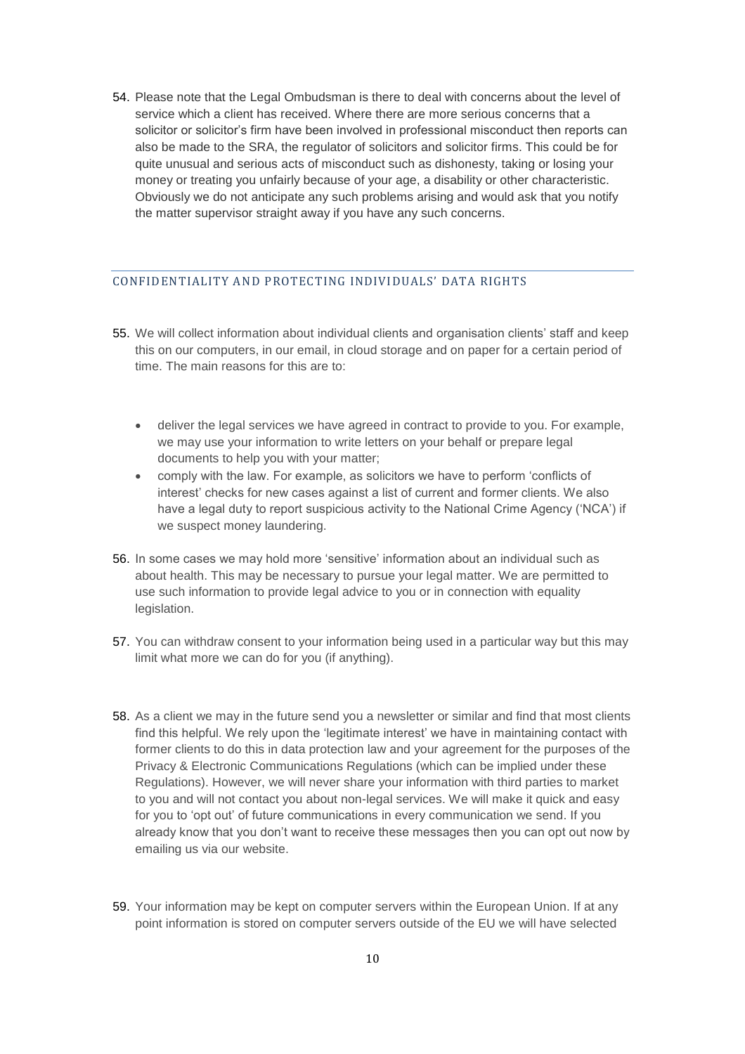54. Please note that the Legal Ombudsman is there to deal with concerns about the level of service which a client has received. Where there are more serious concerns that a solicitor or solicitor's firm have been involved in professional misconduct then reports can also be made to the SRA, the regulator of solicitors and solicitor firms. This could be for quite unusual and serious acts of misconduct such as dishonesty, taking or losing your money or treating you unfairly because of your age, a disability or other characteristic. Obviously we do not anticipate any such problems arising and would ask that you notify the matter supervisor straight away if you have any such concerns.

## CONFIDENTIALITY AND PROTECTING INDIVIDUALS' DATA RIGHTS

55. We will collect information about individual clients and organisation clients' staff and keep this on our computers, in our email, in cloud storage and on paper for a certain period of time. The main reasons for this are to:

    - deliver the legal services we have agreed in contract to provide to you. For example, we may use your information to write letters on your behalf or prepare legal documents to help you with your matter;
    - comply with the law. For example, as solicitors we have to perform 'conflicts of interest' checks for new cases against a list of current and former clients. We also have a legal duty to report suspicious activity to the National Crime Agency ('NCA') if we suspect money laundering.

56. In some cases we may hold more 'sensitive' information about an individual such as about health. This may be necessary to pursue your legal matter. We are permitted to use such information to provide legal advice to you or in connection with equality legislation.

57. You can withdraw consent to your information being used in a particular way but this may limit what more we can do for you (if anything).

58. As a client we may in the future send you a newsletter or similar and find that most clients find this helpful. We rely upon the 'legitimate interest' we have in maintaining contact with former clients to do this in data protection law and your agreement for the purposes of the Privacy & Electronic Communications Regulations (which can be implied under these Regulations). However, we will never share your information with third parties to market to you and will not contact you about non-legal services. We will make it quick and easy for you to 'opt out' of future communications in every communication we send. If you already know that you don't want to receive these messages then you can opt out now by emailing us via our website.

59. Your information may be kept on computer servers within the European Union. If at any point information is stored on computer servers outside of the EU we will have selected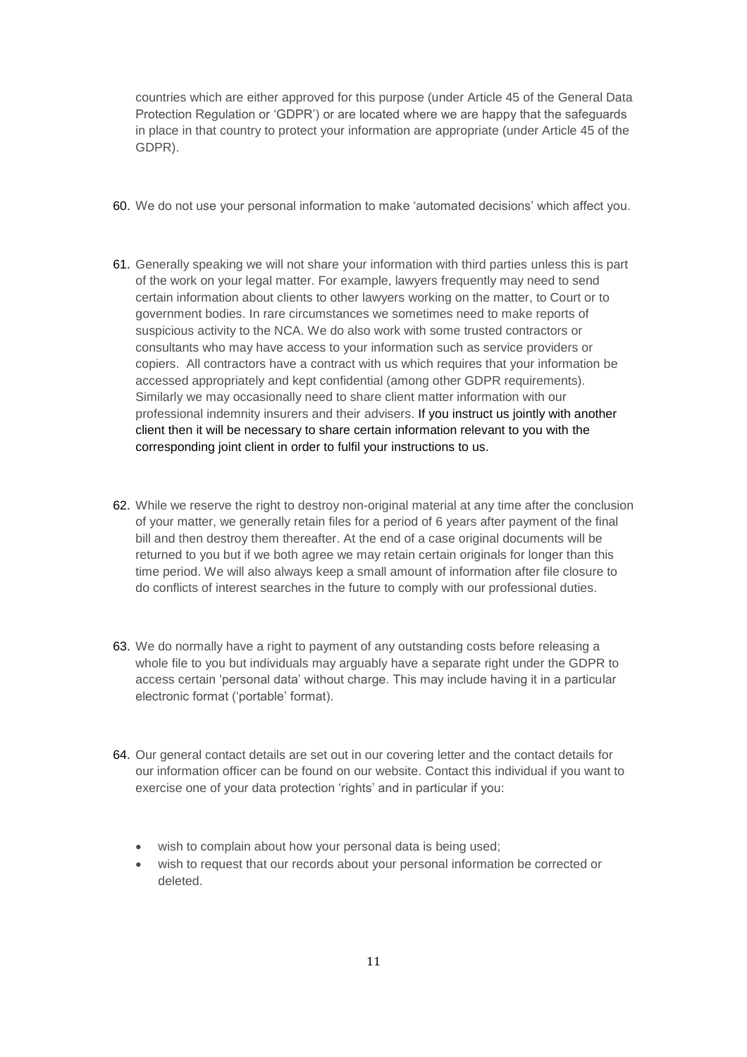countries which are either approved for this purpose (under Article 45 of the General Data Protection Regulation or 'GDPR') or are located where we are happy that the safeguards in place in that country to protect your information are appropriate (under Article 45 of the GDPR).

60. We do not use your personal information to make 'automated decisions' which affect you.

61. Generally speaking we will not share your information with third parties unless this is part of the work on your legal matter. For example, lawyers frequently may need to send certain information about clients to other lawyers working on the matter, to Court or to government bodies. In rare circumstances we sometimes need to make reports of suspicious activity to the NCA. We do also work with some trusted contractors or consultants who may have access to your information such as service providers or copiers. All contractors have a contract with us which requires that your information be accessed appropriately and kept confidential (among other GDPR requirements). Similarly we may occasionally need to share client matter information with our professional indemnity insurers and their advisers. If you instruct us jointly with another client then it will be necessary to share certain information relevant to you with the corresponding joint client in order to fulfil your instructions to us.

62. While we reserve the right to destroy non-original material at any time after the conclusion of your matter, we generally retain files for a period of 6 years after payment of the final bill and then destroy them thereafter. At the end of a case original documents will be returned to you but if we both agree we may retain certain originals for longer than this time period. We will also always keep a small amount of information after file closure to do conflicts of interest searches in the future to comply with our professional duties.

63. We do normally have a right to payment of any outstanding costs before releasing a whole file to you but individuals may arguably have a separate right under the GDPR to access certain 'personal data' without charge. This may include having it in a particular electronic format ('portable' format).

64. Our general contact details are set out in our covering letter and the contact details for our information officer can be found on our website. Contact this individual if you want to exercise one of your data protection 'rights' and in particular if you:

    - wish to complain about how your personal data is being used;
    - wish to request that our records about your personal information be corrected or deleted.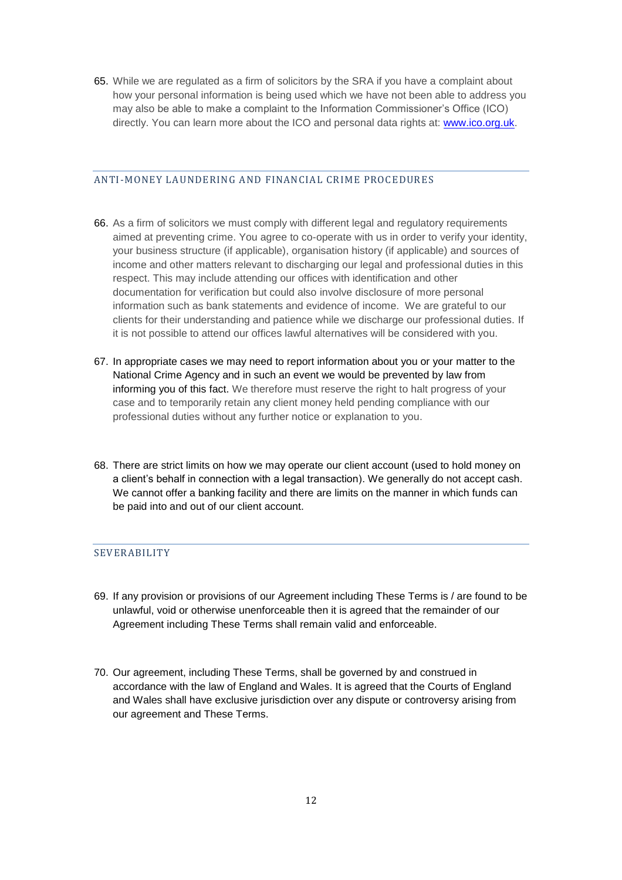65. While we are regulated as a firm of solicitors by the SRA if you have a complaint about how your personal information is being used which we have not been able to address you may also be able to make a complaint to the Information Commissioner's Office (ICO) directly. You can learn more about the ICO and personal data rights at: [www.ico.org.uk](http://www.ico.org.uk).

## ANTI-MONEY LAUNDERING AND FINANCIAL CRIME PROCEDURES

66. As a firm of solicitors we must comply with different legal and regulatory requirements aimed at preventing crime. You agree to co-operate with us in order to verify your identity, your business structure (if applicable), organisation history (if applicable) and sources of income and other matters relevant to discharging our legal and professional duties in this respect. This may include attending our offices with identification and other documentation for verification but could also involve disclosure of more personal information such as bank statements and evidence of income. We are grateful to our clients for their understanding and patience while we discharge our professional duties. If it is not possible to attend our offices lawful alternatives will be considered with you.

67. In appropriate cases we may need to report information about you or your matter to the National Crime Agency and in such an event we would be prevented by law from informing you of this fact. We therefore must reserve the right to halt progress of your case and to temporarily retain any client money held pending compliance with our professional duties without any further notice or explanation to you.

68. There are strict limits on how we may operate our client account (used to hold money on a client's behalf in connection with a legal transaction). We generally do not accept cash. We cannot offer a banking facility and there are limits on the manner in which funds can be paid into and out of our client account.

## SEVERABILITY

69. If any provision or provisions of our Agreement including These Terms is / are found to be unlawful, void or otherwise unenforceable then it is agreed that the remainder of our Agreement including These Terms shall remain valid and enforceable.

70. Our agreement, including These Terms, shall be governed by and construed in accordance with the law of England and Wales. It is agreed that the Courts of England and Wales shall have exclusive jurisdiction over any dispute or controversy arising from our agreement and These Terms.